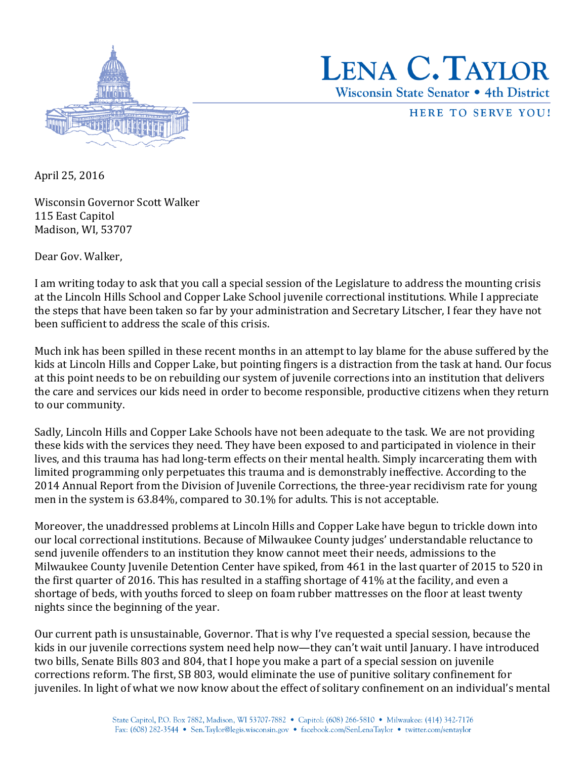# LENA C. TAYLOR

**Wisconsin State Senator • 4th District**

HERE TO SERVE YOU!

April 25, 2016

Wisconsin Governor Scott Walker
115 East Capitol
Madison, WI, 53707

Dear Gov. Walker,

I am writing today to ask that you call a special session of the Legislature to address the mounting crisis at the Lincoln Hills School and Copper Lake School juvenile correctional institutions. While I appreciate the steps that have been taken so far by your administration and Secretary Litscher, I fear they have not been sufficient to address the scale of this crisis.

Much ink has been spilled in these recent months in an attempt to lay blame for the abuse suffered by the kids at Lincoln Hills and Copper Lake, but pointing fingers is a distraction from the task at hand. Our focus at this point needs to be on rebuilding our system of juvenile corrections into an institution that delivers the care and services our kids need in order to become responsible, productive citizens when they return to our community.

Sadly, Lincoln Hills and Copper Lake Schools have not been adequate to the task. We are not providing these kids with the services they need. They have been exposed to and participated in violence in their lives, and this trauma has had long-term effects on their mental health. Simply incarcerating them with limited programming only perpetuates this trauma and is demonstrably ineffective. According to the 2014 Annual Report from the Division of Juvenile Corrections, the three-year recidivism rate for young men in the system is 63.84%, compared to 30.1% for adults. This is not acceptable.

Moreover, the unaddressed problems at Lincoln Hills and Copper Lake have begun to trickle down into our local correctional institutions. Because of Milwaukee County judges' understandable reluctance to send juvenile offenders to an institution they know cannot meet their needs, admissions to the Milwaukee County Juvenile Detention Center have spiked, from 461 in the last quarter of 2015 to 520 in the first quarter of 2016. This has resulted in a staffing shortage of 41% at the facility, and even a shortage of beds, with youths forced to sleep on foam rubber mattresses on the floor at least twenty nights since the beginning of the year.

Our current path is unsustainable, Governor. That is why I've requested a special session, because the kids in our juvenile corrections system need help now—they can't wait until January. I have introduced two bills, Senate Bills 803 and 804, that I hope you make a part of a special session on juvenile corrections reform. The first, SB 803, would eliminate the use of punitive solitary confinement for juveniles. In light of what we now know about the effect of solitary confinement on an individual's mental

State Capitol, P.O. Box 7882, Madison, WI 53707-7882 • Capitol: (608) 266-5810 • Milwaukee: (414) 342-7176
Fax: (608) 282-3544 • Sen.Taylor@legis.wisconsin.gov • facebook.com/SenLenaTaylor • twitter.com/sentaylor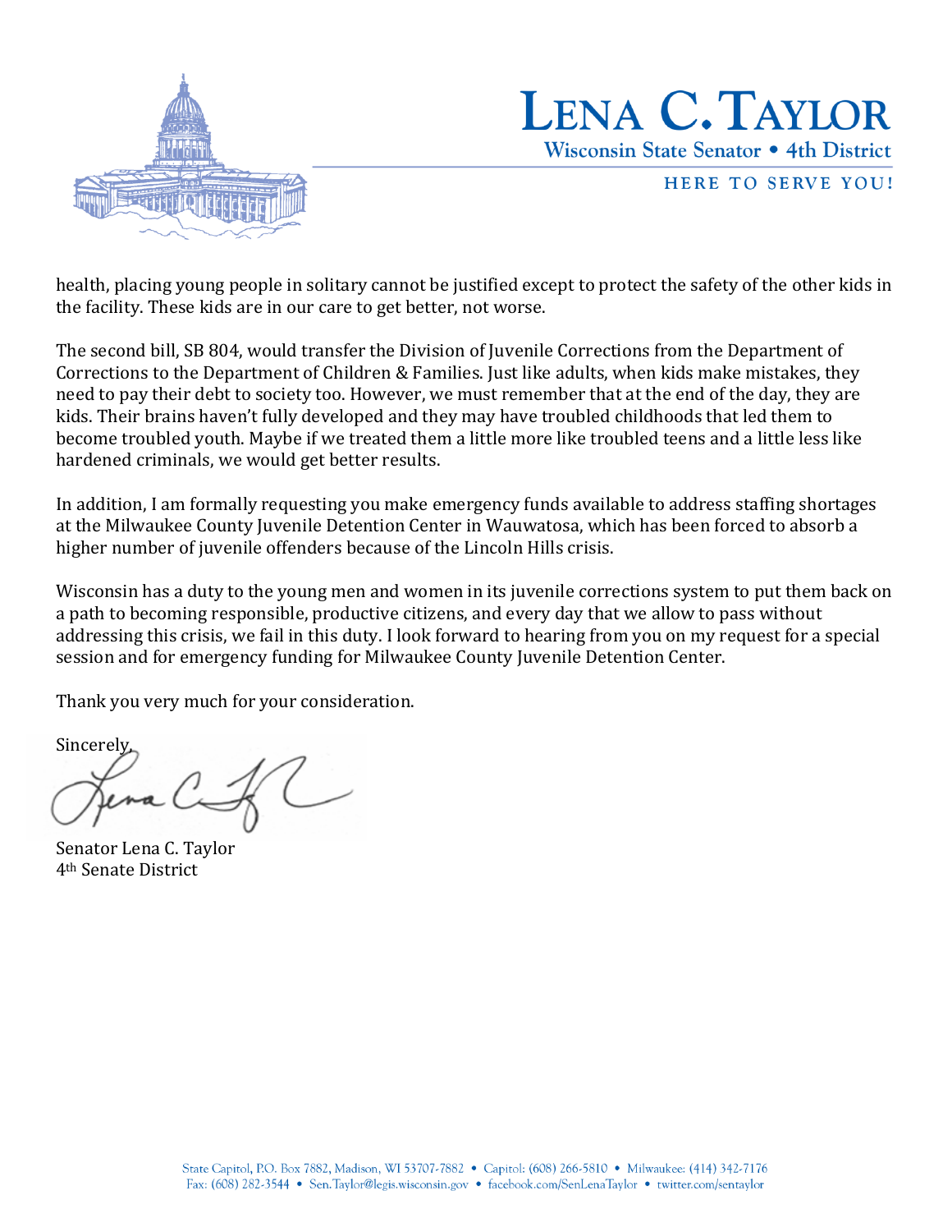health, placing young people in solitary cannot be justified except to protect the safety of the other kids in the facility. These kids are in our care to get better, not worse.

The second bill, SB 804, would transfer the Division of Juvenile Corrections from the Department of Corrections to the Department of Children & Families. Just like adults, when kids make mistakes, they need to pay their debt to society too. However, we must remember that at the end of the day, they are kids. Their brains haven't fully developed and they may have troubled childhoods that led them to become troubled youth. Maybe if we treated them a little more like troubled teens and a little less like hardened criminals, we would get better results.

In addition, I am formally requesting you make emergency funds available to address staffing shortages at the Milwaukee County Juvenile Detention Center in Wauwatosa, which has been forced to absorb a higher number of juvenile offenders because of the Lincoln Hills crisis.

Wisconsin has a duty to the young men and women in its juvenile corrections system to put them back on a path to becoming responsible, productive citizens, and every day that we allow to pass without addressing this crisis, we fail in this duty. I look forward to hearing from you on my request for a special session and for emergency funding for Milwaukee County Juvenile Detention Center.

Thank you very much for your consideration.

Sincerely,

Senator Lena C. Taylor
4th Senate District